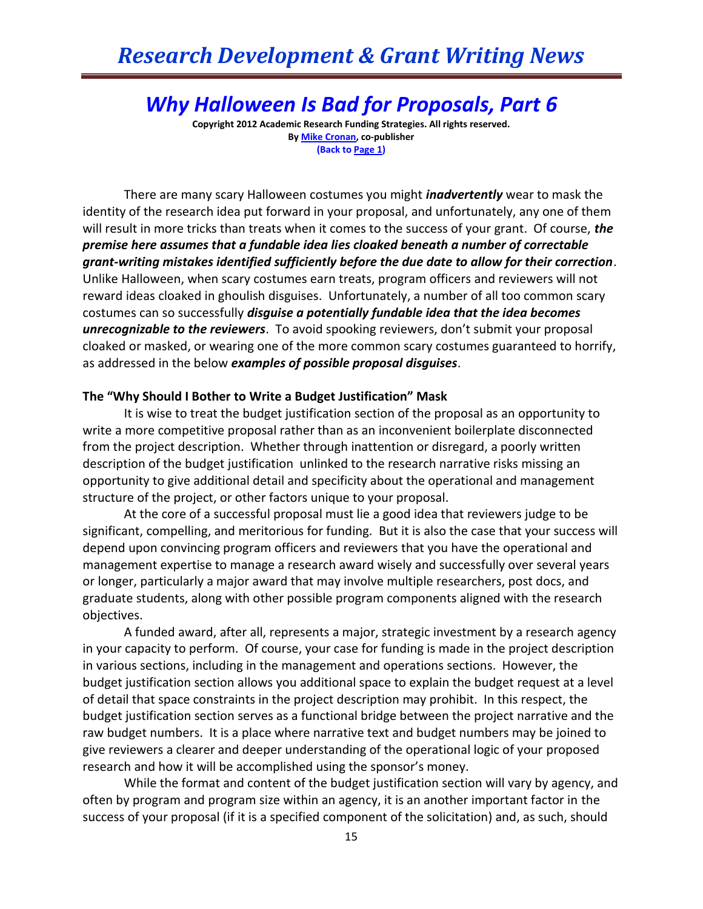# Why Halloween Is Bad for Proposals, Part 6

**Copyright 2012 Academic Research Funding Strategies. All rights reserved.**
**By Mike Cronan, co-publisher**
**(Back to Page 1)**

There are many scary Halloween costumes you might ***inadvertently*** wear to mask the identity of the research idea put forward in your proposal, and unfortunately, any one of them will result in more tricks than treats when it comes to the success of your grant. Of course, ***the premise here assumes that a fundable idea lies cloaked beneath a number of correctable grant-writing mistakes identified sufficiently before the due date to allow for their correction***. Unlike Halloween, when scary costumes earn treats, program officers and reviewers will not reward ideas cloaked in ghoulish disguises. Unfortunately, a number of all too common scary costumes can so successfully ***disguise a potentially fundable idea that the idea becomes unrecognizable to the reviewers***. To avoid spooking reviewers, don't submit your proposal cloaked or masked, or wearing one of the more common scary costumes guaranteed to horrify, as addressed in the below ***examples of possible proposal disguises***.

### The "Why Should I Bother to Write a Budget Justification" Mask

It is wise to treat the budget justification section of the proposal as an opportunity to write a more competitive proposal rather than as an inconvenient boilerplate disconnected from the project description. Whether through inattention or disregard, a poorly written description of the budget justification unlinked to the research narrative risks missing an opportunity to give additional detail and specificity about the operational and management structure of the project, or other factors unique to your proposal.

At the core of a successful proposal must lie a good idea that reviewers judge to be significant, compelling, and meritorious for funding. But it is also the case that your success will depend upon convincing program officers and reviewers that you have the operational and management expertise to manage a research award wisely and successfully over several years or longer, particularly a major award that may involve multiple researchers, post docs, and graduate students, along with other possible program components aligned with the research objectives.

A funded award, after all, represents a major, strategic investment by a research agency in your capacity to perform. Of course, your case for funding is made in the project description in various sections, including in the management and operations sections. However, the budget justification section allows you additional space to explain the budget request at a level of detail that space constraints in the project description may prohibit. In this respect, the budget justification section serves as a functional bridge between the project narrative and the raw budget numbers. It is a place where narrative text and budget numbers may be joined to give reviewers a clearer and deeper understanding of the operational logic of your proposed research and how it will be accomplished using the sponsor's money.

While the format and content of the budget justification section will vary by agency, and often by program and program size within an agency, it is an another important factor in the success of your proposal (if it is a specified component of the solicitation) and, as such, should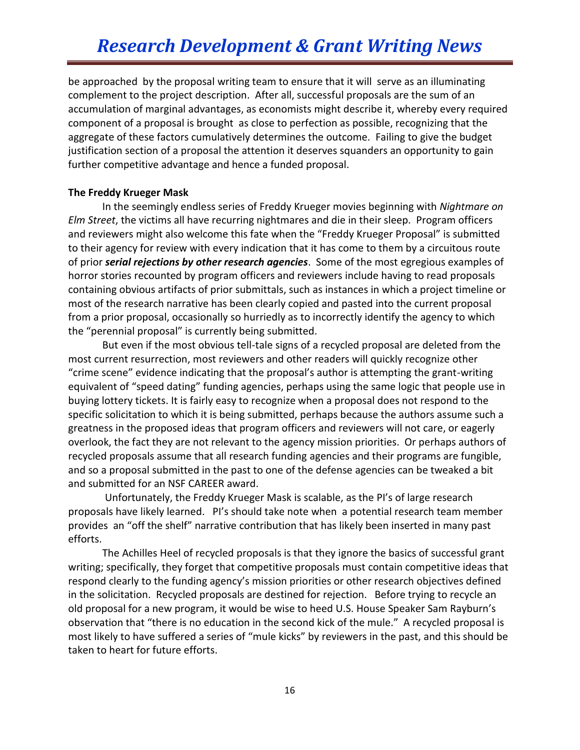be approached by the proposal writing team to ensure that it will serve as an illuminating complement to the project description. After all, successful proposals are the sum of an accumulation of marginal advantages, as economists might describe it, whereby every required component of a proposal is brought as close to perfection as possible, recognizing that the aggregate of these factors cumulatively determines the outcome. Failing to give the budget justification section of a proposal the attention it deserves squanders an opportunity to gain further competitive advantage and hence a funded proposal.

**The Freddy Krueger Mask**

In the seemingly endless series of Freddy Krueger movies beginning with *Nightmare on Elm Street*, the victims all have recurring nightmares and die in their sleep. Program officers and reviewers might also welcome this fate when the "Freddy Krueger Proposal" is submitted to their agency for review with every indication that it has come to them by a circuitous route of prior ***serial rejections by other research agencies***. Some of the most egregious examples of horror stories recounted by program officers and reviewers include having to read proposals containing obvious artifacts of prior submittals, such as instances in which a project timeline or most of the research narrative has been clearly copied and pasted into the current proposal from a prior proposal, occasionally so hurriedly as to incorrectly identify the agency to which the "perennial proposal" is currently being submitted.

But even if the most obvious tell-tale signs of a recycled proposal are deleted from the most current resurrection, most reviewers and other readers will quickly recognize other "crime scene" evidence indicating that the proposal's author is attempting the grant-writing equivalent of "speed dating" funding agencies, perhaps using the same logic that people use in buying lottery tickets. It is fairly easy to recognize when a proposal does not respond to the specific solicitation to which it is being submitted, perhaps because the authors assume such a greatness in the proposed ideas that program officers and reviewers will not care, or eagerly overlook, the fact they are not relevant to the agency mission priorities. Or perhaps authors of recycled proposals assume that all research funding agencies and their programs are fungible, and so a proposal submitted in the past to one of the defense agencies can be tweaked a bit and submitted for an NSF CAREER award.

Unfortunately, the Freddy Krueger Mask is scalable, as the PI's of large research proposals have likely learned. PI's should take note when a potential research team member provides an "off the shelf" narrative contribution that has likely been inserted in many past efforts.

The Achilles Heel of recycled proposals is that they ignore the basics of successful grant writing; specifically, they forget that competitive proposals must contain competitive ideas that respond clearly to the funding agency's mission priorities or other research objectives defined in the solicitation. Recycled proposals are destined for rejection. Before trying to recycle an old proposal for a new program, it would be wise to heed U.S. House Speaker Sam Rayburn's observation that "there is no education in the second kick of the mule." A recycled proposal is most likely to have suffered a series of "mule kicks" by reviewers in the past, and this should be taken to heart for future efforts.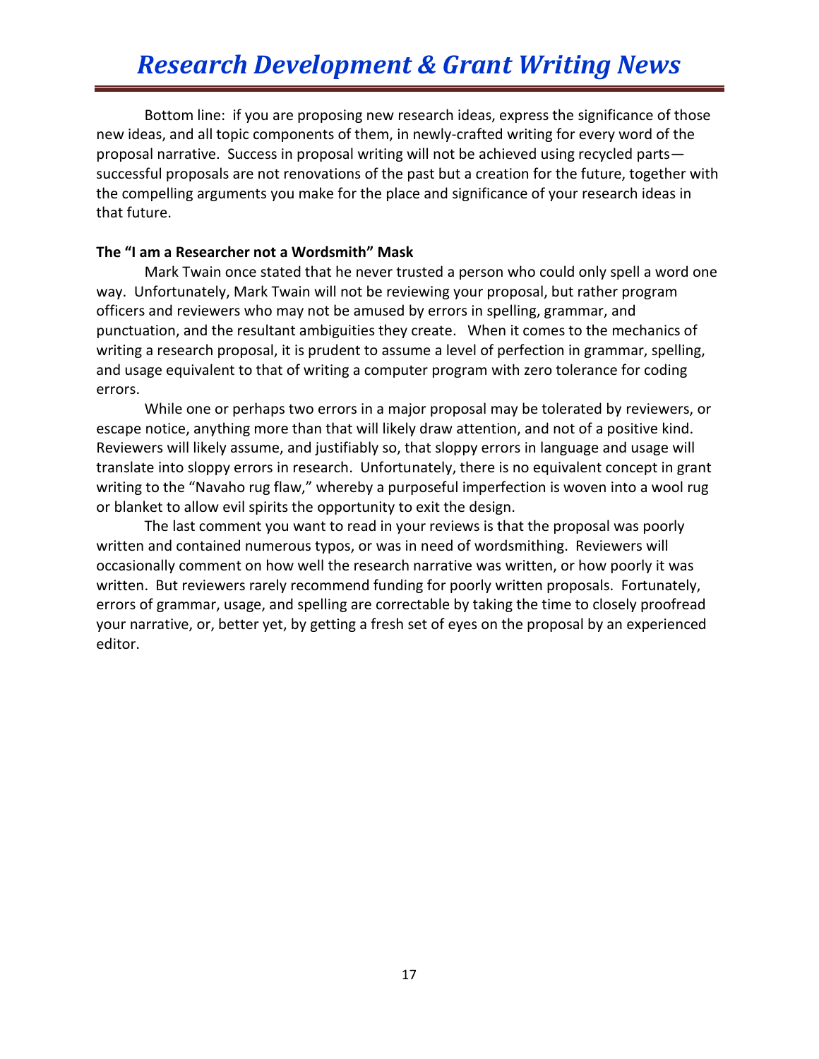Bottom line: if you are proposing new research ideas, express the significance of those new ideas, and all topic components of them, in newly-crafted writing for every word of the proposal narrative. Success in proposal writing will not be achieved using recycled parts—successful proposals are not renovations of the past but a creation for the future, together with the compelling arguments you make for the place and significance of your research ideas in that future.

**The "I am a Researcher not a Wordsmith" Mask**

Mark Twain once stated that he never trusted a person who could only spell a word one way. Unfortunately, Mark Twain will not be reviewing your proposal, but rather program officers and reviewers who may not be amused by errors in spelling, grammar, and punctuation, and the resultant ambiguities they create. When it comes to the mechanics of writing a research proposal, it is prudent to assume a level of perfection in grammar, spelling, and usage equivalent to that of writing a computer program with zero tolerance for coding errors.

While one or perhaps two errors in a major proposal may be tolerated by reviewers, or escape notice, anything more than that will likely draw attention, and not of a positive kind. Reviewers will likely assume, and justifiably so, that sloppy errors in language and usage will translate into sloppy errors in research. Unfortunately, there is no equivalent concept in grant writing to the "Navaho rug flaw," whereby a purposeful imperfection is woven into a wool rug or blanket to allow evil spirits the opportunity to exit the design.

The last comment you want to read in your reviews is that the proposal was poorly written and contained numerous typos, or was in need of wordsmithing. Reviewers will occasionally comment on how well the research narrative was written, or how poorly it was written. But reviewers rarely recommend funding for poorly written proposals. Fortunately, errors of grammar, usage, and spelling are correctable by taking the time to closely proofread your narrative, or, better yet, by getting a fresh set of eyes on the proposal by an experienced editor.